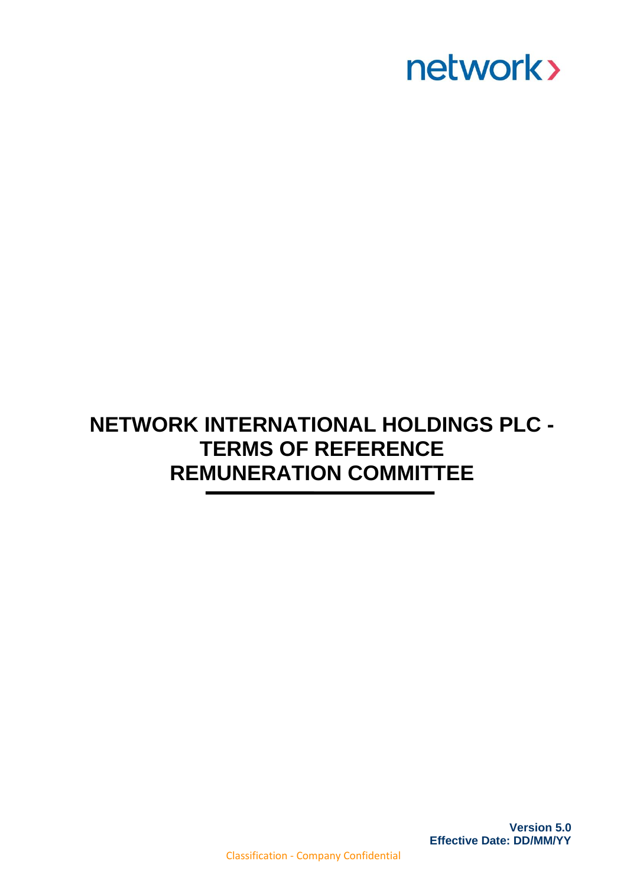network›

# NETWORK INTERNATIONAL HOLDINGS PLC - TERMS OF REFERENCE REMUNERATION COMMITTEE

**Version 5.0**
**Effective Date: DD/MM/YY**

Classification - Company Confidential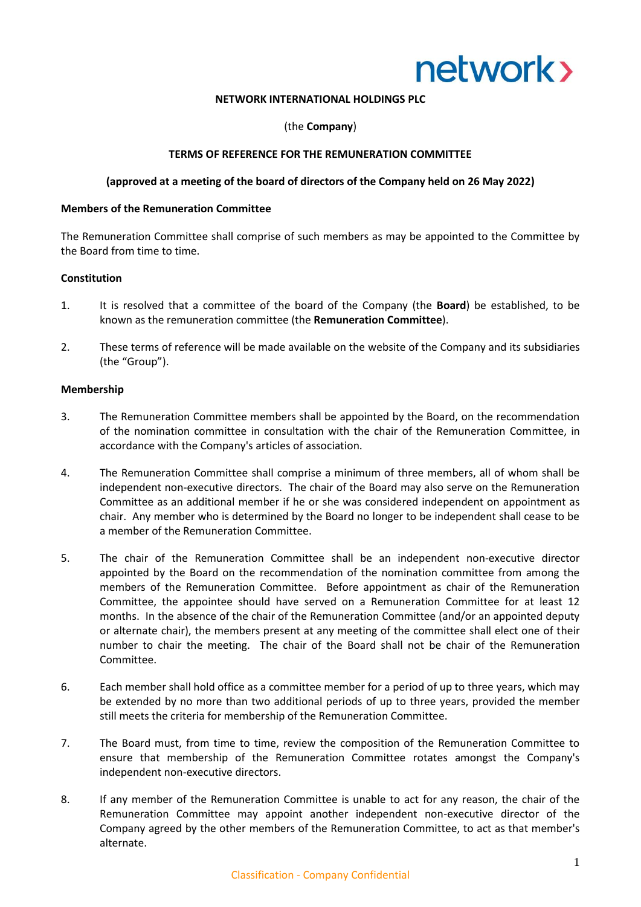**NETWORK INTERNATIONAL HOLDINGS PLC**

(the **Company**)

**TERMS OF REFERENCE FOR THE REMUNERATION COMMITTEE**

**(approved at a meeting of the board of directors of the Company held on 26 May 2022)**

**Members of the Remuneration Committee**

The Remuneration Committee shall comprise of such members as may be appointed to the Committee by the Board from time to time.

**Constitution**

1. It is resolved that a committee of the board of the Company (the **Board**) be established, to be known as the remuneration committee (the **Remuneration Committee**).

2. These terms of reference will be made available on the website of the Company and its subsidiaries (the "Group").

**Membership**

3. The Remuneration Committee members shall be appointed by the Board, on the recommendation of the nomination committee in consultation with the chair of the Remuneration Committee, in accordance with the Company's articles of association.

4. The Remuneration Committee shall comprise a minimum of three members, all of whom shall be independent non-executive directors. The chair of the Board may also serve on the Remuneration Committee as an additional member if he or she was considered independent on appointment as chair. Any member who is determined by the Board no longer to be independent shall cease to be a member of the Remuneration Committee.

5. The chair of the Remuneration Committee shall be an independent non-executive director appointed by the Board on the recommendation of the nomination committee from among the members of the Remuneration Committee. Before appointment as chair of the Remuneration Committee, the appointee should have served on a Remuneration Committee for at least 12 months. In the absence of the chair of the Remuneration Committee (and/or an appointed deputy or alternate chair), the members present at any meeting of the committee shall elect one of their number to chair the meeting. The chair of the Board shall not be chair of the Remuneration Committee.

6. Each member shall hold office as a committee member for a period of up to three years, which may be extended by no more than two additional periods of up to three years, provided the member still meets the criteria for membership of the Remuneration Committee.

7. The Board must, from time to time, review the composition of the Remuneration Committee to ensure that membership of the Remuneration Committee rotates amongst the Company's independent non-executive directors.

8. If any member of the Remuneration Committee is unable to act for any reason, the chair of the Remuneration Committee may appoint another independent non-executive director of the Company agreed by the other members of the Remuneration Committee, to act as that member's alternate.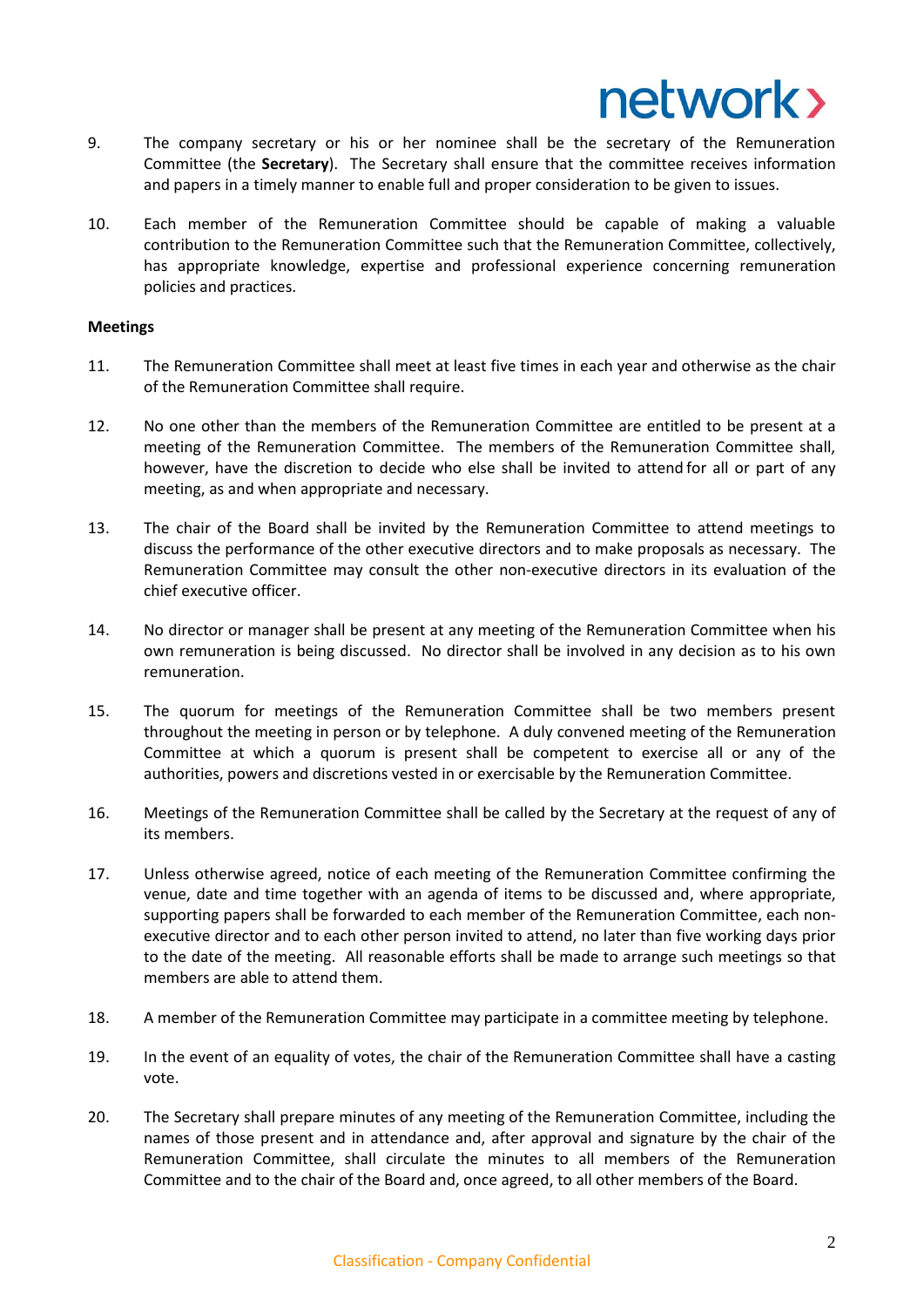9. The company secretary or his or her nominee shall be the secretary of the Remuneration Committee (the **Secretary**). The Secretary shall ensure that the committee receives information and papers in a timely manner to enable full and proper consideration to be given to issues.

10. Each member of the Remuneration Committee should be capable of making a valuable contribution to the Remuneration Committee such that the Remuneration Committee, collectively, has appropriate knowledge, expertise and professional experience concerning remuneration policies and practices.

**Meetings**

11. The Remuneration Committee shall meet at least five times in each year and otherwise as the chair of the Remuneration Committee shall require.

12. No one other than the members of the Remuneration Committee are entitled to be present at a meeting of the Remuneration Committee. The members of the Remuneration Committee shall, however, have the discretion to decide who else shall be invited to attend for all or part of any meeting, as and when appropriate and necessary.

13. The chair of the Board shall be invited by the Remuneration Committee to attend meetings to discuss the performance of the other executive directors and to make proposals as necessary. The Remuneration Committee may consult the other non-executive directors in its evaluation of the chief executive officer.

14. No director or manager shall be present at any meeting of the Remuneration Committee when his own remuneration is being discussed. No director shall be involved in any decision as to his own remuneration.

15. The quorum for meetings of the Remuneration Committee shall be two members present throughout the meeting in person or by telephone. A duly convened meeting of the Remuneration Committee at which a quorum is present shall be competent to exercise all or any of the authorities, powers and discretions vested in or exercisable by the Remuneration Committee.

16. Meetings of the Remuneration Committee shall be called by the Secretary at the request of any of its members.

17. Unless otherwise agreed, notice of each meeting of the Remuneration Committee confirming the venue, date and time together with an agenda of items to be discussed and, where appropriate, supporting papers shall be forwarded to each member of the Remuneration Committee, each non-executive director and to each other person invited to attend, no later than five working days prior to the date of the meeting. All reasonable efforts shall be made to arrange such meetings so that members are able to attend them.

18. A member of the Remuneration Committee may participate in a committee meeting by telephone.

19. In the event of an equality of votes, the chair of the Remuneration Committee shall have a casting vote.

20. The Secretary shall prepare minutes of any meeting of the Remuneration Committee, including the names of those present and in attendance and, after approval and signature by the chair of the Remuneration Committee, shall circulate the minutes to all members of the Remuneration Committee and to the chair of the Board and, once agreed, to all other members of the Board.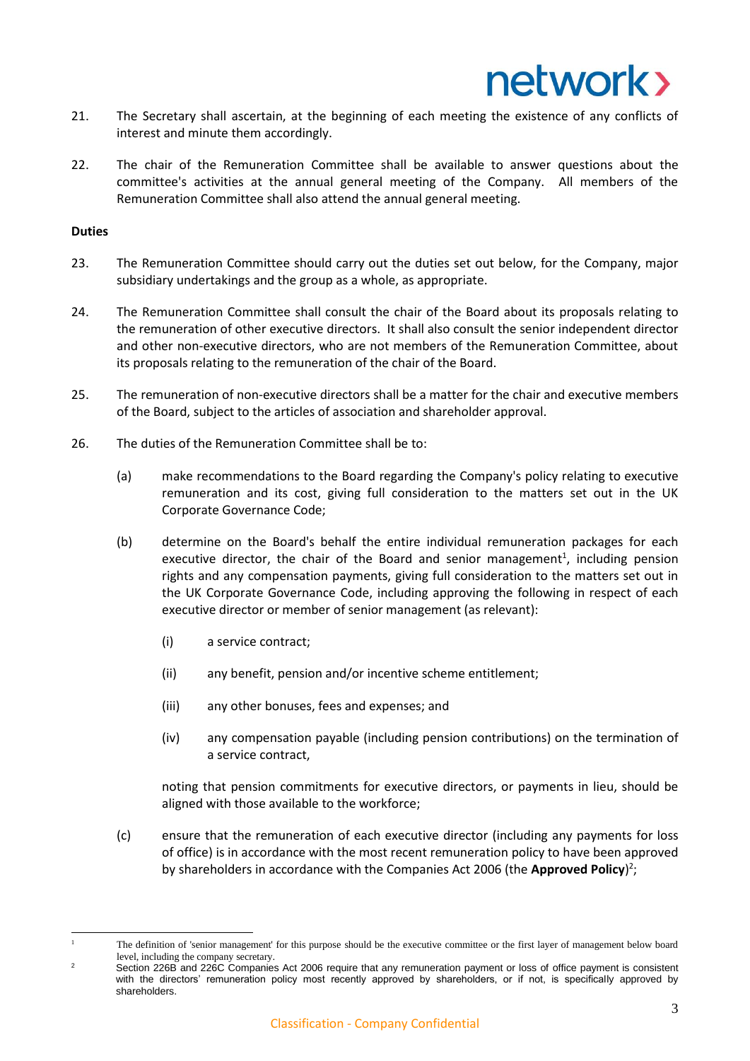21. The Secretary shall ascertain, at the beginning of each meeting the existence of any conflicts of interest and minute them accordingly.

22. The chair of the Remuneration Committee shall be available to answer questions about the committee's activities at the annual general meeting of the Company. All members of the Remuneration Committee shall also attend the annual general meeting.

**Duties**

23. The Remuneration Committee should carry out the duties set out below, for the Company, major subsidiary undertakings and the group as a whole, as appropriate.

24. The Remuneration Committee shall consult the chair of the Board about its proposals relating to the remuneration of other executive directors. It shall also consult the senior independent director and other non-executive directors, who are not members of the Remuneration Committee, about its proposals relating to the remuneration of the chair of the Board.

25. The remuneration of non-executive directors shall be a matter for the chair and executive members of the Board, subject to the articles of association and shareholder approval.

26. The duties of the Remuneration Committee shall be to:

    (a) make recommendations to the Board regarding the Company's policy relating to executive remuneration and its cost, giving full consideration to the matters set out in the UK Corporate Governance Code;

    (b) determine on the Board's behalf the entire individual remuneration packages for each executive director, the chair of the Board and senior management[1], including pension rights and any compensation payments, giving full consideration to the matters set out in the UK Corporate Governance Code, including approving the following in respect of each executive director or member of senior management (as relevant):

        (i) a service contract;

        (ii) any benefit, pension and/or incentive scheme entitlement;

        (iii) any other bonuses, fees and expenses; and

        (iv) any compensation payable (including pension contributions) on the termination of a service contract,

    noting that pension commitments for executive directors, or payments in lieu, should be aligned with those available to the workforce;

    (c) ensure that the remuneration of each executive director (including any payments for loss of office) is in accordance with the most recent remuneration policy to have been approved by shareholders in accordance with the Companies Act 2006 (the **Approved Policy**)[2];

---

[1] The definition of 'senior management' for this purpose should be the executive committee or the first layer of management below board level, including the company secretary.

[2] Section 226B and 226C Companies Act 2006 require that any remuneration payment or loss of office payment is consistent with the directors' remuneration policy most recently approved by shareholders, or if not, is specifically approved by shareholders.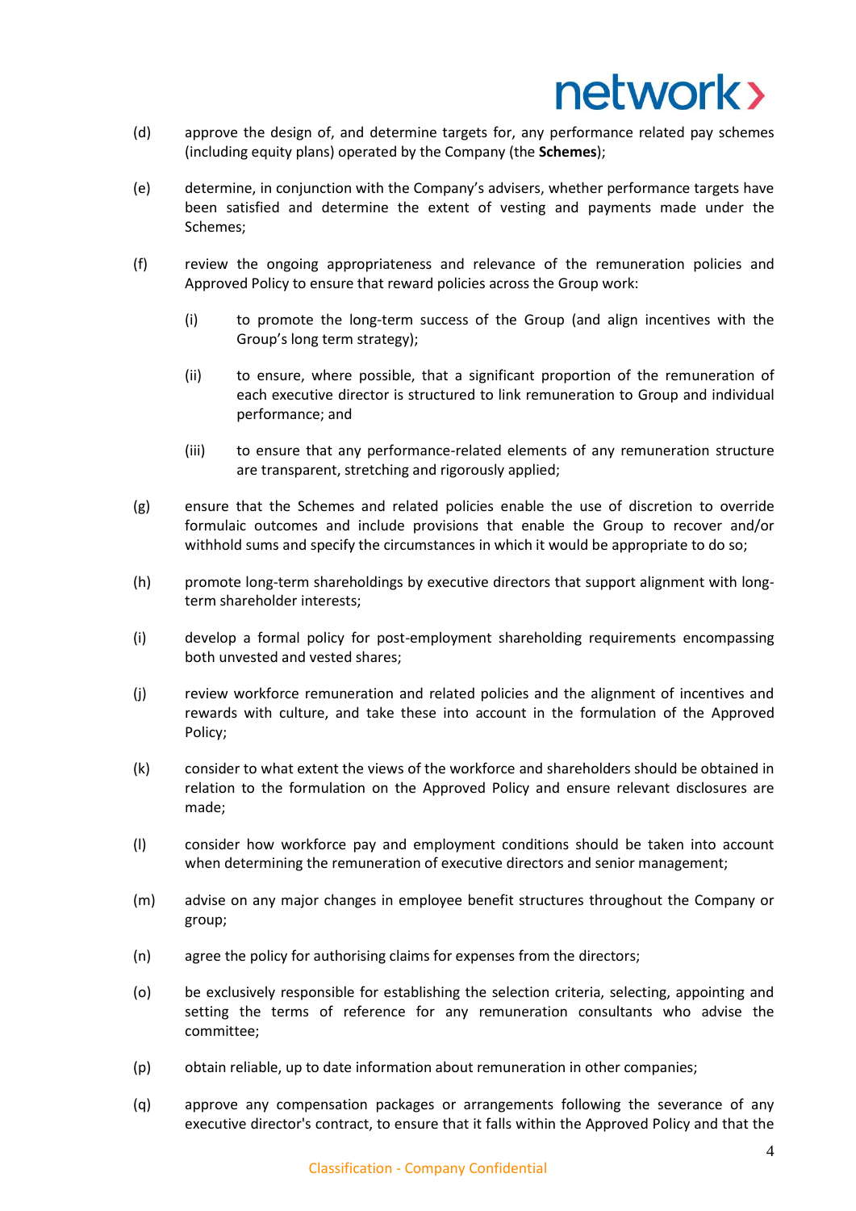(d) approve the design of, and determine targets for, any performance related pay schemes (including equity plans) operated by the Company (the **Schemes**);

(e) determine, in conjunction with the Company's advisers, whether performance targets have been satisfied and determine the extent of vesting and payments made under the Schemes;

(f) review the ongoing appropriateness and relevance of the remuneration policies and Approved Policy to ensure that reward policies across the Group work:

    (i) to promote the long-term success of the Group (and align incentives with the Group's long term strategy);

    (ii) to ensure, where possible, that a significant proportion of the remuneration of each executive director is structured to link remuneration to Group and individual performance; and

    (iii) to ensure that any performance-related elements of any remuneration structure are transparent, stretching and rigorously applied;

(g) ensure that the Schemes and related policies enable the use of discretion to override formulaic outcomes and include provisions that enable the Group to recover and/or withhold sums and specify the circumstances in which it would be appropriate to do so;

(h) promote long-term shareholdings by executive directors that support alignment with long-term shareholder interests;

(i) develop a formal policy for post-employment shareholding requirements encompassing both unvested and vested shares;

(j) review workforce remuneration and related policies and the alignment of incentives and rewards with culture, and take these into account in the formulation of the Approved Policy;

(k) consider to what extent the views of the workforce and shareholders should be obtained in relation to the formulation on the Approved Policy and ensure relevant disclosures are made;

(l) consider how workforce pay and employment conditions should be taken into account when determining the remuneration of executive directors and senior management;

(m) advise on any major changes in employee benefit structures throughout the Company or group;

(n) agree the policy for authorising claims for expenses from the directors;

(o) be exclusively responsible for establishing the selection criteria, selecting, appointing and setting the terms of reference for any remuneration consultants who advise the committee;

(p) obtain reliable, up to date information about remuneration in other companies;

(q) approve any compensation packages or arrangements following the severance of any executive director's contract, to ensure that it falls within the Approved Policy and that the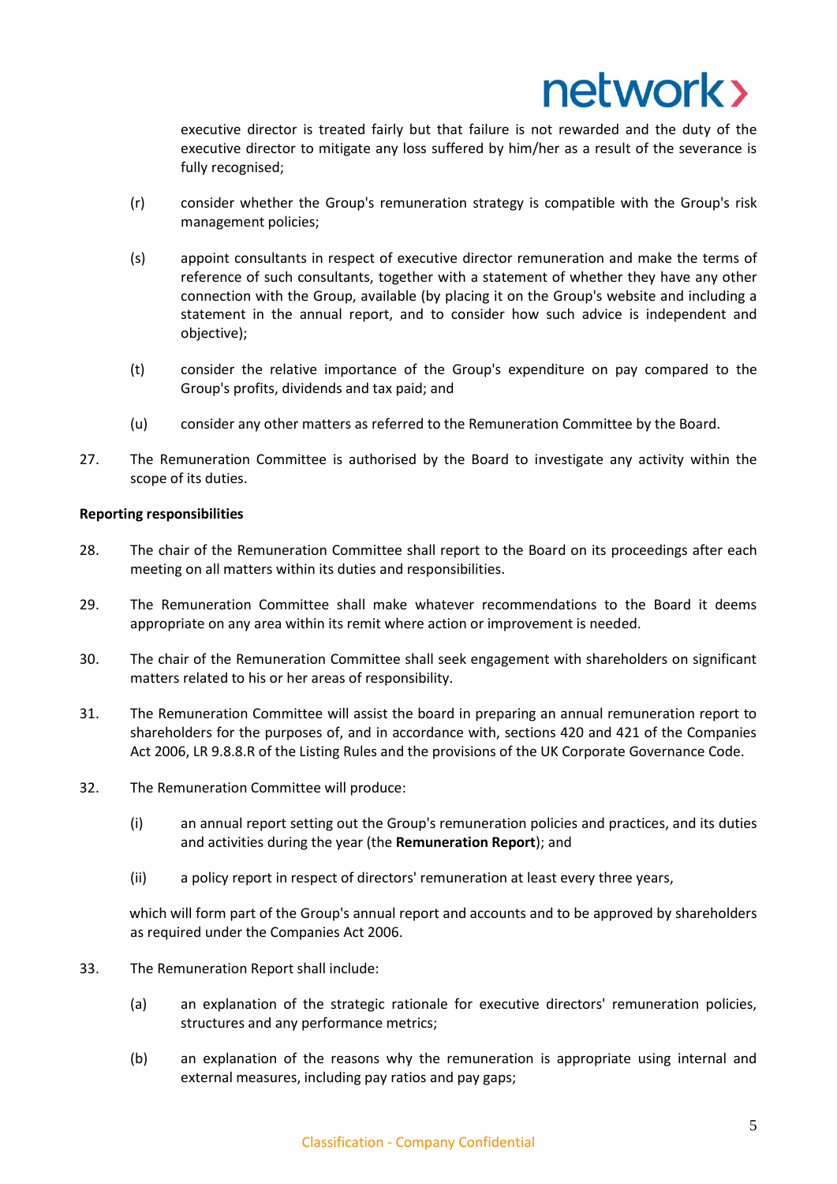executive director is treated fairly but that failure is not rewarded and the duty of the executive director to mitigate any loss suffered by him/her as a result of the severance is fully recognised;

(r) consider whether the Group's remuneration strategy is compatible with the Group's risk management policies;

(s) appoint consultants in respect of executive director remuneration and make the terms of reference of such consultants, together with a statement of whether they have any other connection with the Group, available (by placing it on the Group's website and including a statement in the annual report, and to consider how such advice is independent and objective);

(t) consider the relative importance of the Group's expenditure on pay compared to the Group's profits, dividends and tax paid; and

(u) consider any other matters as referred to the Remuneration Committee by the Board.

27. The Remuneration Committee is authorised by the Board to investigate any activity within the scope of its duties.

**Reporting responsibilities**

28. The chair of the Remuneration Committee shall report to the Board on its proceedings after each meeting on all matters within its duties and responsibilities.

29. The Remuneration Committee shall make whatever recommendations to the Board it deems appropriate on any area within its remit where action or improvement is needed.

30. The chair of the Remuneration Committee shall seek engagement with shareholders on significant matters related to his or her areas of responsibility.

31. The Remuneration Committee will assist the board in preparing an annual remuneration report to shareholders for the purposes of, and in accordance with, sections 420 and 421 of the Companies Act 2006, LR 9.8.8.R of the Listing Rules and the provisions of the UK Corporate Governance Code.

32. The Remuneration Committee will produce:

    (i) an annual report setting out the Group's remuneration policies and practices, and its duties and activities during the year (the **Remuneration Report**); and

    (ii) a policy report in respect of directors' remuneration at least every three years,

    which will form part of the Group's annual report and accounts and to be approved by shareholders as required under the Companies Act 2006.

33. The Remuneration Report shall include:

    (a) an explanation of the strategic rationale for executive directors' remuneration policies, structures and any performance metrics;

    (b) an explanation of the reasons why the remuneration is appropriate using internal and external measures, including pay ratios and pay gaps;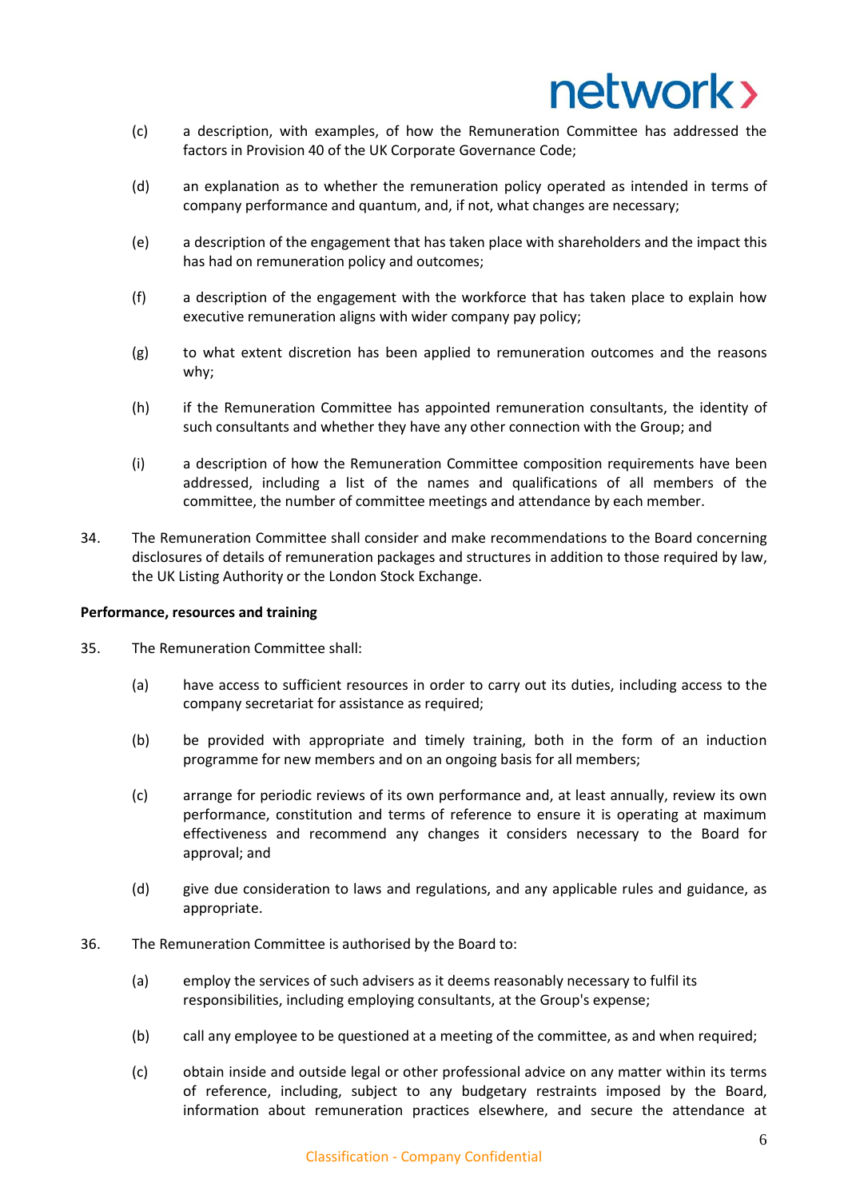(c) a description, with examples, of how the Remuneration Committee has addressed the factors in Provision 40 of the UK Corporate Governance Code;

(d) an explanation as to whether the remuneration policy operated as intended in terms of company performance and quantum, and, if not, what changes are necessary;

(e) a description of the engagement that has taken place with shareholders and the impact this has had on remuneration policy and outcomes;

(f) a description of the engagement with the workforce that has taken place to explain how executive remuneration aligns with wider company pay policy;

(g) to what extent discretion has been applied to remuneration outcomes and the reasons why;

(h) if the Remuneration Committee has appointed remuneration consultants, the identity of such consultants and whether they have any other connection with the Group; and

(i) a description of how the Remuneration Committee composition requirements have been addressed, including a list of the names and qualifications of all members of the committee, the number of committee meetings and attendance by each member.

34. The Remuneration Committee shall consider and make recommendations to the Board concerning disclosures of details of remuneration packages and structures in addition to those required by law, the UK Listing Authority or the London Stock Exchange.

**Performance, resources and training**

35. The Remuneration Committee shall:

(a) have access to sufficient resources in order to carry out its duties, including access to the company secretariat for assistance as required;

(b) be provided with appropriate and timely training, both in the form of an induction programme for new members and on an ongoing basis for all members;

(c) arrange for periodic reviews of its own performance and, at least annually, review its own performance, constitution and terms of reference to ensure it is operating at maximum effectiveness and recommend any changes it considers necessary to the Board for approval; and

(d) give due consideration to laws and regulations, and any applicable rules and guidance, as appropriate.

36. The Remuneration Committee is authorised by the Board to:

(a) employ the services of such advisers as it deems reasonably necessary to fulfil its responsibilities, including employing consultants, at the Group's expense;

(b) call any employee to be questioned at a meeting of the committee, as and when required;

(c) obtain inside and outside legal or other professional advice on any matter within its terms of reference, including, subject to any budgetary restraints imposed by the Board, information about remuneration practices elsewhere, and secure the attendance at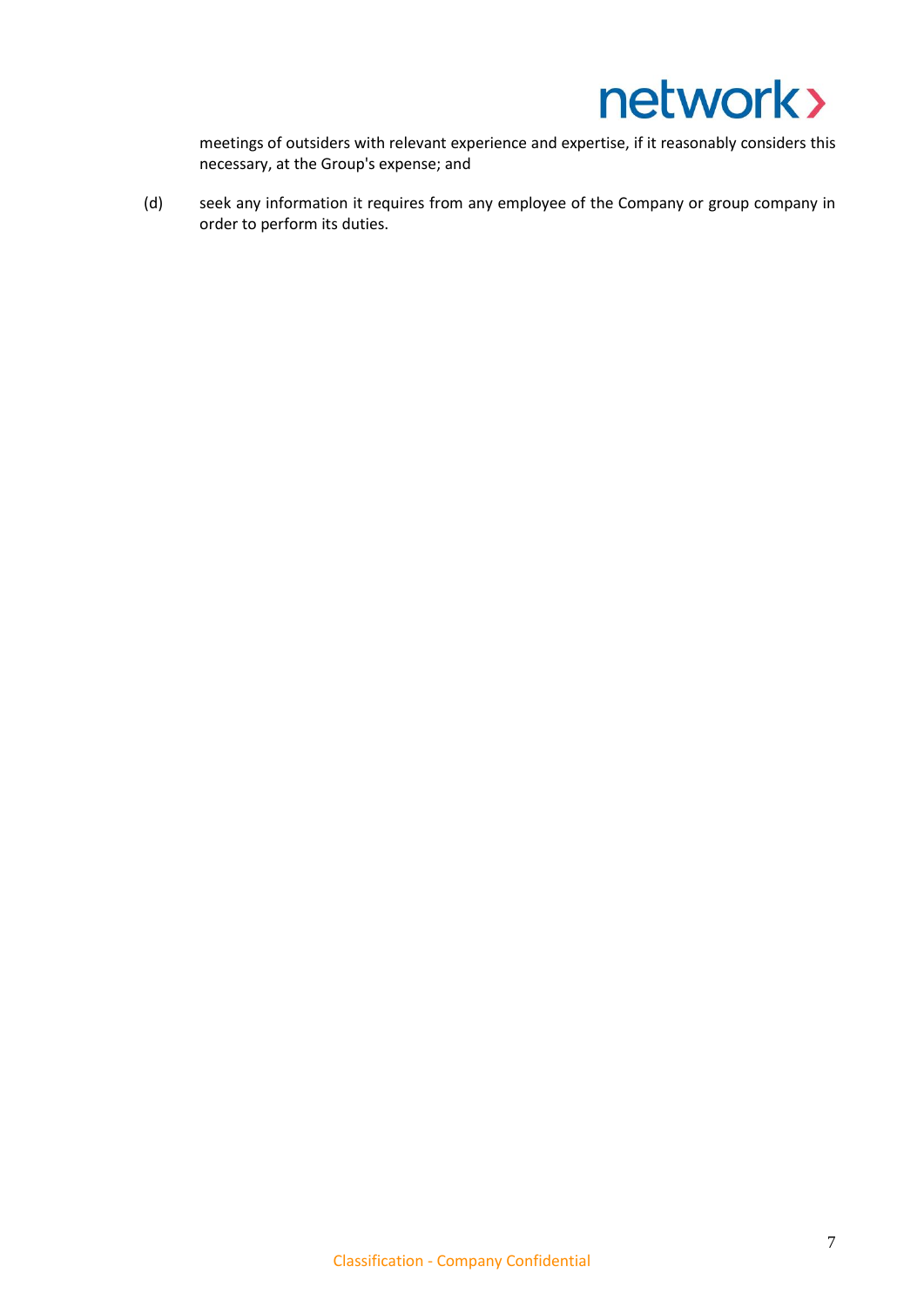meetings of outsiders with relevant experience and expertise, if it reasonably considers this necessary, at the Group's expense; and

(d) seek any information it requires from any employee of the Company or group company in order to perform its duties.